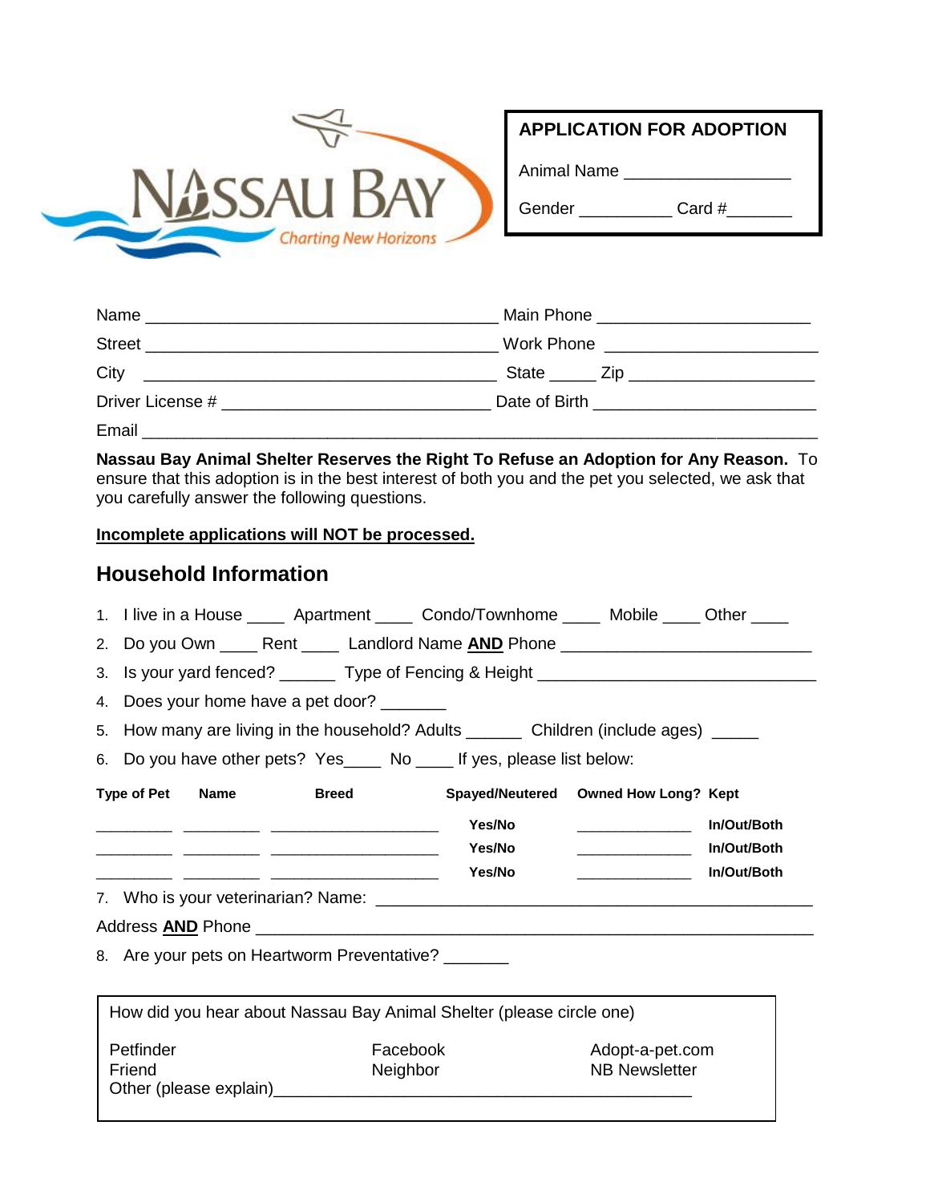NASSAU BAY
Charting New Horizons

**APPLICATION FOR ADOPTION**

Animal Name ________________

Gender __________ Card #_______

Name ____________________________________ Main Phone ______________________

Street ____________________________________ Work Phone ______________________

City ____________________________________ State _____ Zip ____________________

Driver License # ____________________________ Date of Birth ______________________

Email ________________________________________________________________________

**Nassau Bay Animal Shelter Reserves the Right To Refuse an Adoption for Any Reason.** To ensure that this adoption is in the best interest of both you and the pet you selected, we ask that you carefully answer the following questions.

**<u>Incomplete applications will NOT be processed.</u>**

## Household Information

1. I live in a House ____ Apartment ____ Condo/Townhome ____ Mobile ____ Other ____
2. Do you Own ____ Rent ____ Landlord Name **<u>AND</u>** Phone ___________________________
3. Is your yard fenced? ______ Type of Fencing & Height _____________________________
4. Does your home have a pet door? _______
5. How many are living in the household? Adults ______ Children (include ages) _____
6. Do you have other pets? Yes____ No ____ If yes, please list below:

| Type of Pet | Name | Breed | Spayed/Neutered | Owned How Long? | Kept |
|---|---|---|---|---|---|
| ________ | ________ | ___________________ | Yes/No | _____________ | In/Out/Both |
| ________ | ________ | ___________________ | Yes/No | _____________ | In/Out/Both |
| ________ | ________ | ___________________ | Yes/No | _____________ | In/Out/Both |

7. Who is your veterinarian? Name: ___________________________________________

Address **<u>AND</u>** Phone ___________________________________________________________

8. Are your pets on Heartworm Preventative? _______

How did you hear about Nassau Bay Animal Shelter (please circle one)

Petfinder | Facebook | Adopt-a-pet.com

Friend | Neighbor | NB Newsletter

Other (please explain)_____________________________________________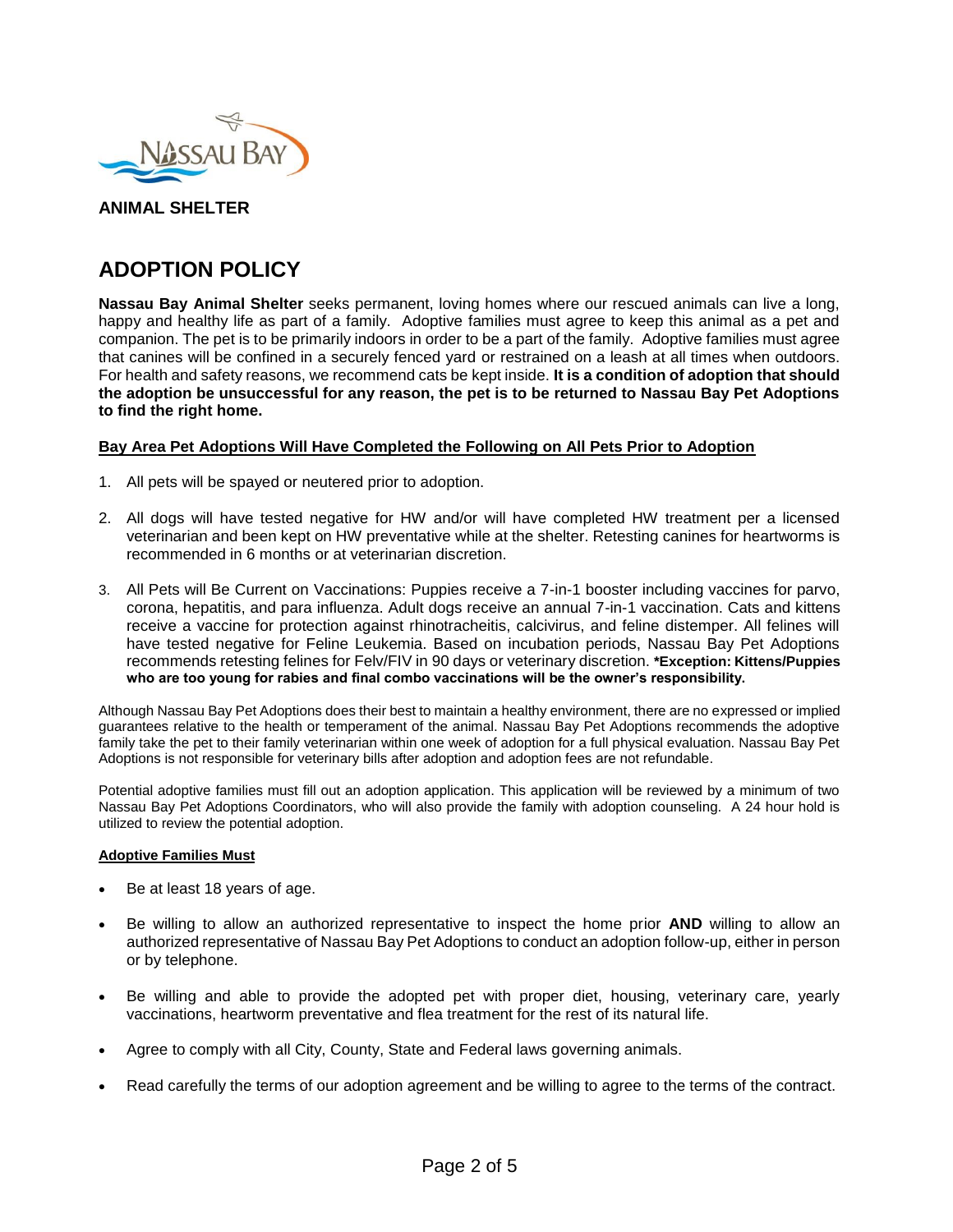NASSAU BAY

**ANIMAL SHELTER**

# ADOPTION POLICY

**Nassau Bay Animal Shelter** seeks permanent, loving homes where our rescued animals can live a long, happy and healthy life as part of a family. Adoptive families must agree to keep this animal as a pet and companion. The pet is to be primarily indoors in order to be a part of the family. Adoptive families must agree that canines will be confined in a securely fenced yard or restrained on a leash at all times when outdoors. For health and safety reasons, we recommend cats be kept inside. **It is a condition of adoption that should the adoption be unsuccessful for any reason, the pet is to be returned to Nassau Bay Pet Adoptions to find the right home.**

**Bay Area Pet Adoptions Will Have Completed the Following on All Pets Prior to Adoption**

1. All pets will be spayed or neutered prior to adoption.
2. All dogs will have tested negative for HW and/or will have completed HW treatment per a licensed veterinarian and been kept on HW preventative while at the shelter. Retesting canines for heartworms is recommended in 6 months or at veterinarian discretion.
3. All Pets will Be Current on Vaccinations: Puppies receive a 7-in-1 booster including vaccines for parvo, corona, hepatitis, and para influenza. Adult dogs receive an annual 7-in-1 vaccination. Cats and kittens receive a vaccine for protection against rhinotracheitis, calcivirus, and feline distemper. All felines will have tested negative for Feline Leukemia. Based on incubation periods, Nassau Bay Pet Adoptions recommends retesting felines for Felv/FIV in 90 days or veterinary discretion. **\*Exception: Kittens/Puppies who are too young for rabies and final combo vaccinations will be the owner's responsibility.**

Although Nassau Bay Pet Adoptions does their best to maintain a healthy environment, there are no expressed or implied guarantees relative to the health or temperament of the animal. Nassau Bay Pet Adoptions recommends the adoptive family take the pet to their family veterinarian within one week of adoption for a full physical evaluation. Nassau Bay Pet Adoptions is not responsible for veterinary bills after adoption and adoption fees are not refundable.

Potential adoptive families must fill out an adoption application. This application will be reviewed by a minimum of two Nassau Bay Pet Adoptions Coordinators, who will also provide the family with adoption counseling. A 24 hour hold is utilized to review the potential adoption.

**Adoptive Families Must**

- Be at least 18 years of age.
- Be willing to allow an authorized representative to inspect the home prior **AND** willing to allow an authorized representative of Nassau Bay Pet Adoptions to conduct an adoption follow-up, either in person or by telephone.
- Be willing and able to provide the adopted pet with proper diet, housing, veterinary care, yearly vaccinations, heartworm preventative and flea treatment for the rest of its natural life.
- Agree to comply with all City, County, State and Federal laws governing animals.
- Read carefully the terms of our adoption agreement and be willing to agree to the terms of the contract.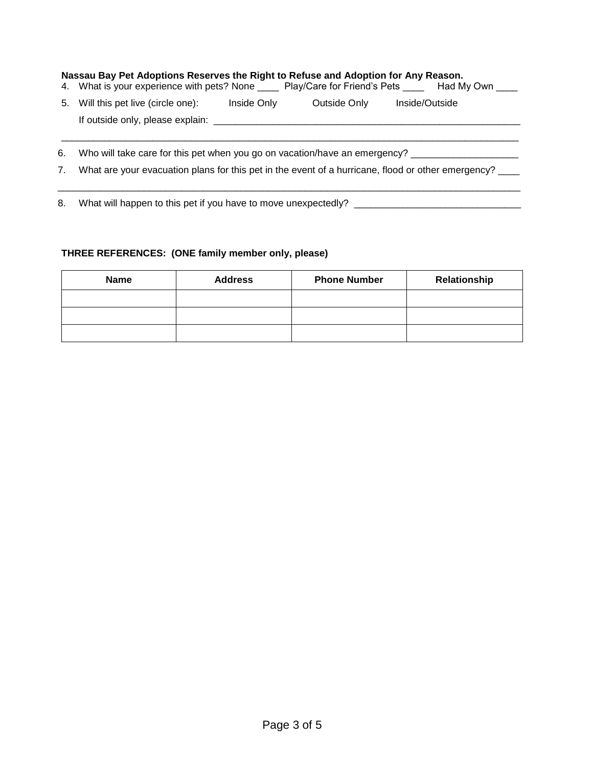**Nassau Bay Pet Adoptions Reserves the Right to Refuse and Adoption for Any Reason.**

4. What is your experience with pets? None ____ Play/Care for Friend's Pets ____ Had My Own ____
5. Will this pet live (circle one): Inside Only Outside Only Inside/Outside

   If outside only, please explain: ____________________________________________________________

_____________________________________________________________________________________________

6. Who will take care for this pet when you go on vacation/have an emergency? ____________________
7. What are your evacuation plans for this pet in the event of a hurricane, flood or other emergency? ____

_____________________________________________________________________________________________

8. What will happen to this pet if you have to move unexpectedly? _______________________________

**THREE REFERENCES: (ONE family member only, please)**

| Name | Address | Phone Number | Relationship |
| --- | --- | --- | --- |
| | | | |
| | | | |
| | | | |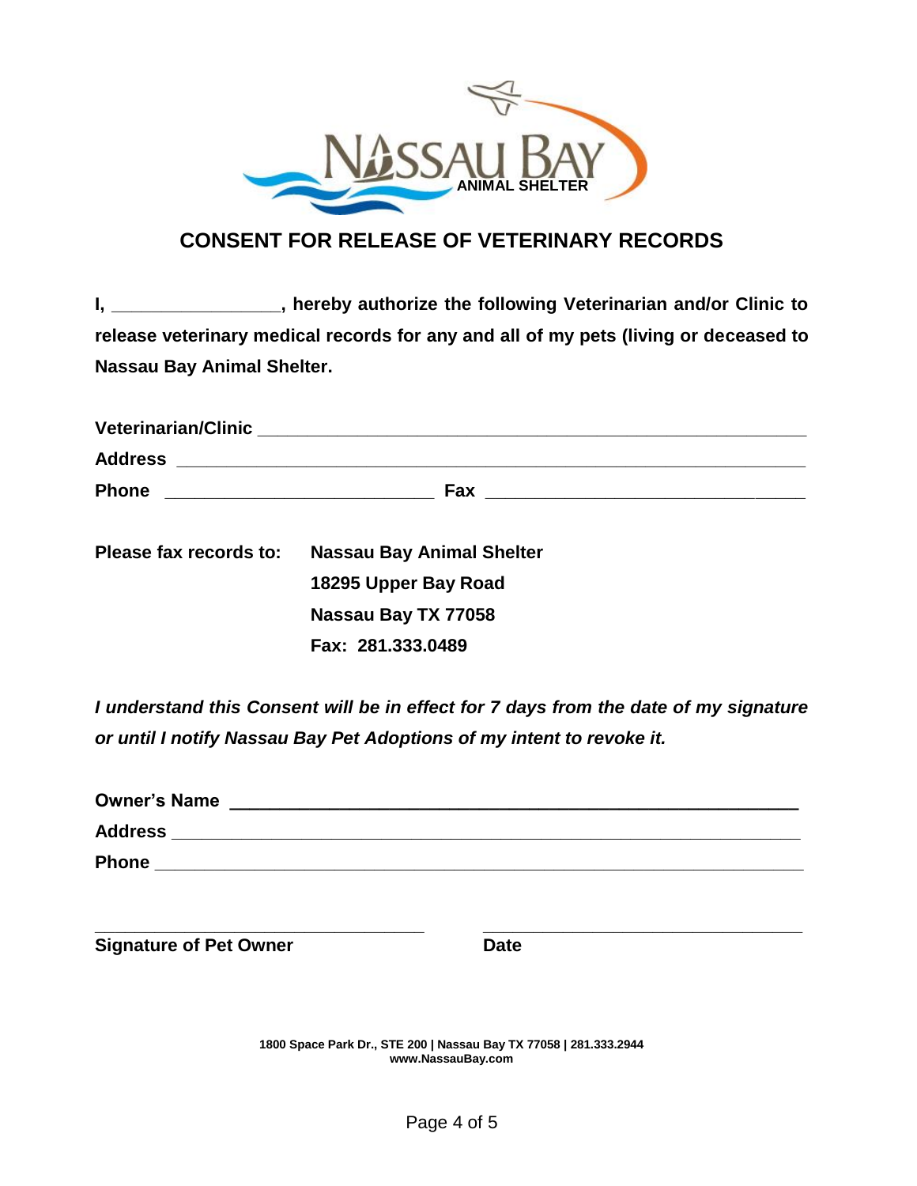NASSAU BAY ANIMAL SHELTER

## CONSENT FOR RELEASE OF VETERINARY RECORDS

**I, \_\_\_\_\_\_\_\_\_\_\_\_\_\_\_\_\_, hereby authorize the following Veterinarian and/or Clinic to release veterinary medical records for any and all of my pets (living or deceased to Nassau Bay Animal Shelter.**

**Veterinarian/Clinic** \_\_\_\_\_\_\_\_\_\_\_\_\_\_\_\_\_\_\_\_\_\_\_\_\_\_\_\_\_\_\_\_\_\_\_\_\_\_\_\_\_\_\_\_\_\_\_\_\_\_\_\_

**Address** \_\_\_\_\_\_\_\_\_\_\_\_\_\_\_\_\_\_\_\_\_\_\_\_\_\_\_\_\_\_\_\_\_\_\_\_\_\_\_\_\_\_\_\_\_\_\_\_\_\_\_\_\_\_\_\_\_\_\_\_

**Phone** \_\_\_\_\_\_\_\_\_\_\_\_\_\_\_\_\_\_\_\_\_\_\_\_\_\_\_ **Fax** \_\_\_\_\_\_\_\_\_\_\_\_\_\_\_\_\_\_\_\_\_\_\_\_\_\_\_\_\_\_\_\_

**Please fax records to:** **Nassau Bay Animal Shelter**
**18295 Upper Bay Road**
**Nassau Bay TX 77058**
**Fax: 281.333.0489**

***I understand this Consent will be in effect for 7 days from the date of my signature or until I notify Nassau Bay Pet Adoptions of my intent to revoke it.***

**Owner's Name** \_\_\_\_\_\_\_\_\_\_\_\_\_\_\_\_\_\_\_\_\_\_\_\_\_\_\_\_\_\_\_\_\_\_\_\_\_\_\_\_\_\_\_\_\_\_\_\_\_\_\_\_\_\_

**Address** \_\_\_\_\_\_\_\_\_\_\_\_\_\_\_\_\_\_\_\_\_\_\_\_\_\_\_\_\_\_\_\_\_\_\_\_\_\_\_\_\_\_\_\_\_\_\_\_\_\_\_\_\_\_\_\_\_\_\_\_

**Phone** \_\_\_\_\_\_\_\_\_\_\_\_\_\_\_\_\_\_\_\_\_\_\_\_\_\_\_\_\_\_\_\_\_\_\_\_\_\_\_\_\_\_\_\_\_\_\_\_\_\_\_\_\_\_\_\_\_\_\_\_\_\_

\_\_\_\_\_\_\_\_\_\_\_\_\_\_\_\_\_\_\_\_\_\_\_\_\_\_\_\_\_\_\_\_\_\_ \_\_\_\_\_\_\_\_\_\_\_\_\_\_\_\_\_\_\_\_\_\_\_\_\_\_\_\_\_\_\_\_
**Signature of Pet Owner** **Date**

**1800 Space Park Dr., STE 200 | Nassau Bay TX 77058 | 281.333.2944**
**www.NassauBay.com**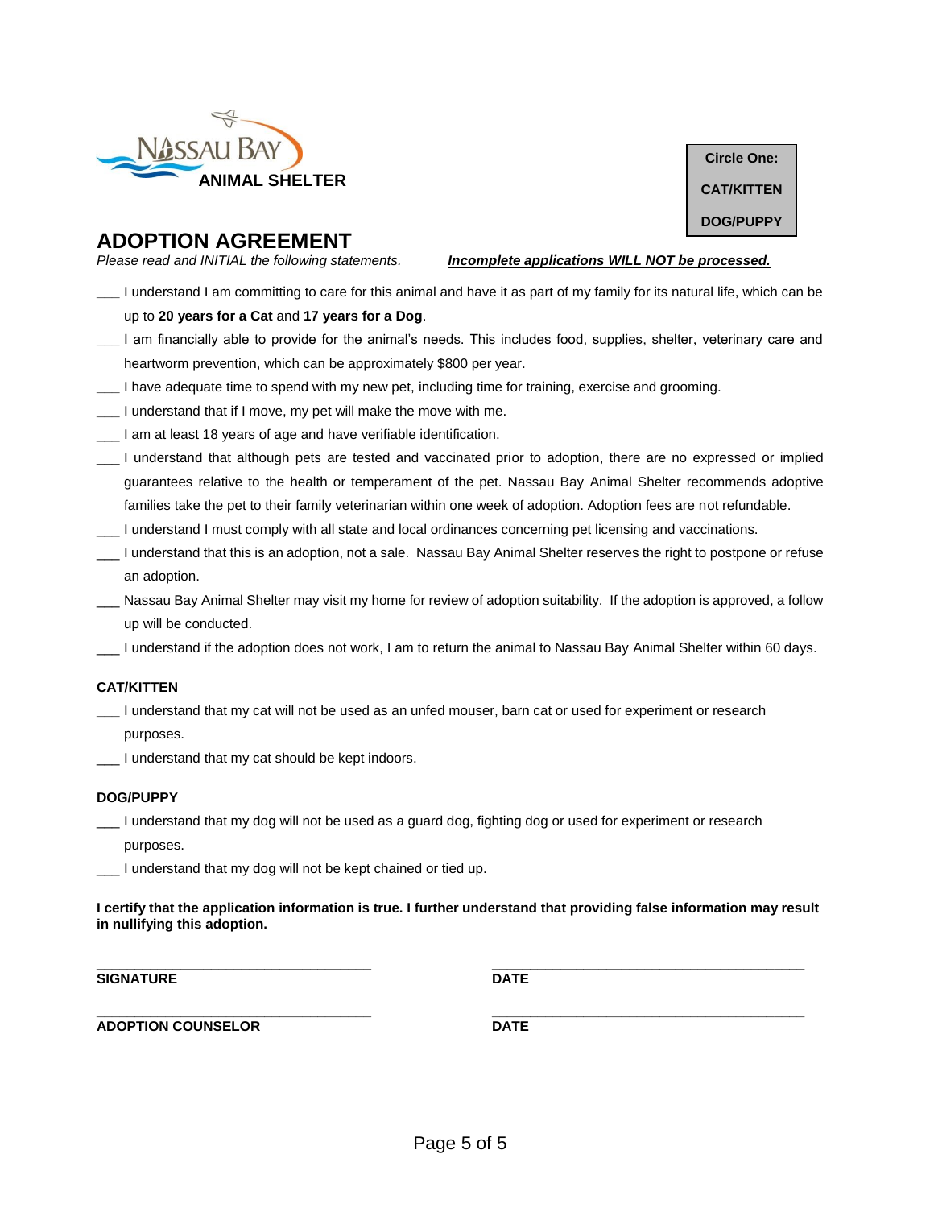NASSAU BAY ANIMAL SHELTER

| Circle One: |
| --- |
| CAT/KITTEN |
| DOG/PUPPY |

# ADOPTION AGREEMENT

*Please read and INITIAL the following statements.* ***Incomplete applications WILL NOT be processed.***

___ I understand I am committing to care for this animal and have it as part of my family for its natural life, which can be up to **20 years for a Cat** and **17 years for a Dog**.

___ I am financially able to provide for the animal's needs. This includes food, supplies, shelter, veterinary care and heartworm prevention, which can be approximately $800 per year.

___ I have adequate time to spend with my new pet, including time for training, exercise and grooming.

___ I understand that if I move, my pet will make the move with me.

___ I am at least 18 years of age and have verifiable identification.

___ I understand that although pets are tested and vaccinated prior to adoption, there are no expressed or implied guarantees relative to the health or temperament of the pet. Nassau Bay Animal Shelter recommends adoptive families take the pet to their family veterinarian within one week of adoption. Adoption fees are not refundable.

___ I understand I must comply with all state and local ordinances concerning pet licensing and vaccinations.

___ I understand that this is an adoption, not a sale. Nassau Bay Animal Shelter reserves the right to postpone or refuse an adoption.

___ Nassau Bay Animal Shelter may visit my home for review of adoption suitability. If the adoption is approved, a follow up will be conducted.

___ I understand if the adoption does not work, I am to return the animal to Nassau Bay Animal Shelter within 60 days.

**CAT/KITTEN**

___ I understand that my cat will not be used as an unfed mouser, barn cat or used for experiment or research purposes.

___ I understand that my cat should be kept indoors.

**DOG/PUPPY**

___ I understand that my dog will not be used as a guard dog, fighting dog or used for experiment or research purposes.

___ I understand that my dog will not be kept chained or tied up.

**I certify that the application information is true. I further understand that providing false information may result in nullifying this adoption.**

| | |
| --- | --- |
| ______________________________ | ______________________________ |
| **SIGNATURE** | **DATE** |
| ______________________________ | ______________________________ |
| **ADOPTION COUNSELOR** | **DATE** |